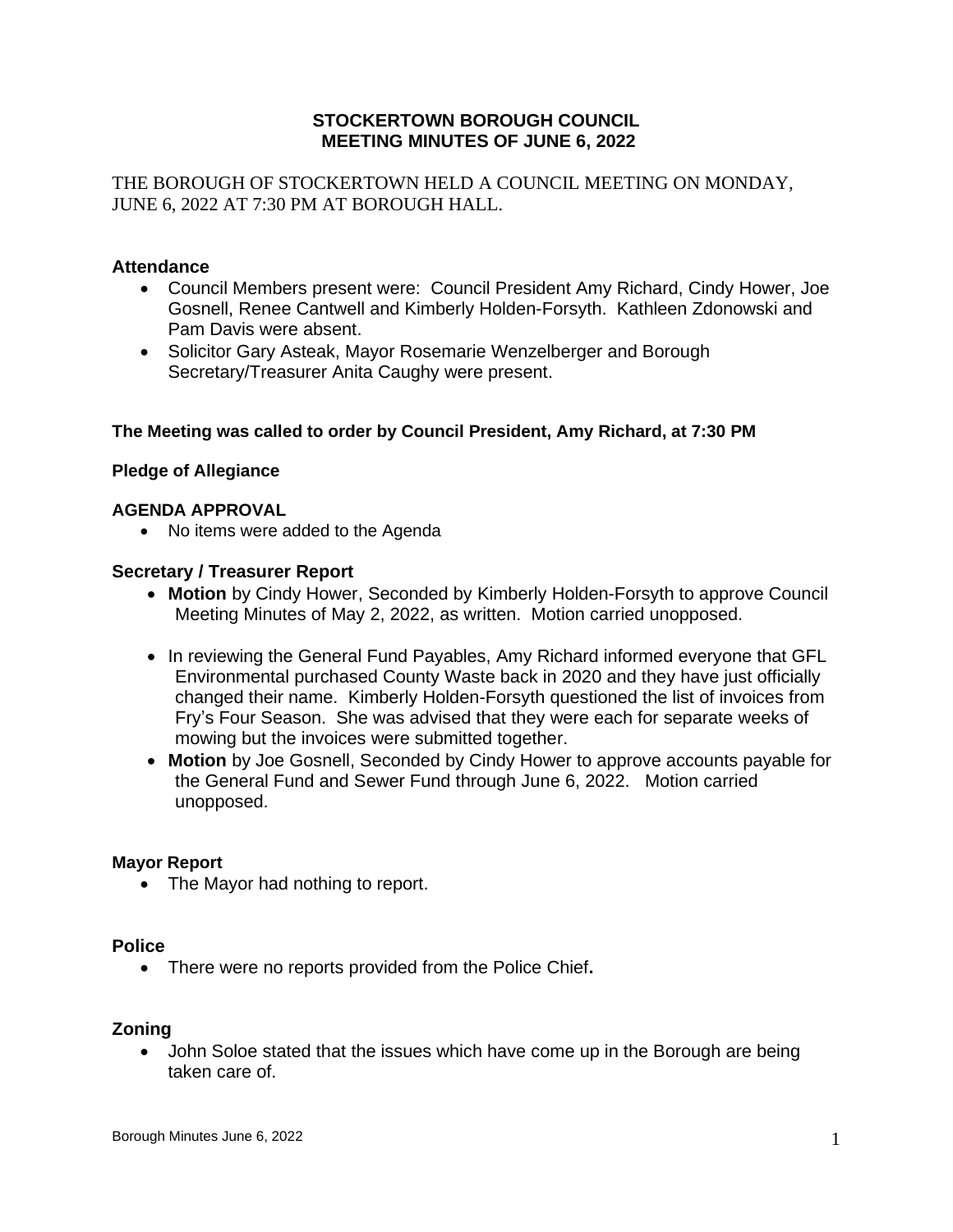# STOCKERTOWN BOROUGH COUNCIL
## MEETING MINUTES OF JUNE 6, 2022

THE BOROUGH OF STOCKERTOWN HELD A COUNCIL MEETING ON MONDAY, JUNE 6, 2022 AT 7:30 PM AT BOROUGH HALL.

### Attendance

- Council Members present were: Council President Amy Richard, Cindy Hower, Joe Gosnell, Renee Cantwell and Kimberly Holden-Forsyth. Kathleen Zdonowski and Pam Davis were absent.
- Solicitor Gary Asteak, Mayor Rosemarie Wenzelberger and Borough Secretary/Treasurer Anita Caughy were present.

**The Meeting was called to order by Council President, Amy Richard, at 7:30 PM**

**Pledge of Allegiance**

**AGENDA APPROVAL**

- No items were added to the Agenda

### Secretary / Treasurer Report

- **Motion** by Cindy Hower, Seconded by Kimberly Holden-Forsyth to approve Council Meeting Minutes of May 2, 2022, as written. Motion carried unopposed.
- In reviewing the General Fund Payables, Amy Richard informed everyone that GFL Environmental purchased County Waste back in 2020 and they have just officially changed their name. Kimberly Holden-Forsyth questioned the list of invoices from Fry's Four Season. She was advised that they were each for separate weeks of mowing but the invoices were submitted together.
- **Motion** by Joe Gosnell, Seconded by Cindy Hower to approve accounts payable for the General Fund and Sewer Fund through June 6, 2022. Motion carried unopposed.

**Mayor Report**

- The Mayor had nothing to report.

### Police

- There were no reports provided from the Police Chief**.**

### Zoning

- John Soloe stated that the issues which have come up in the Borough are being taken care of.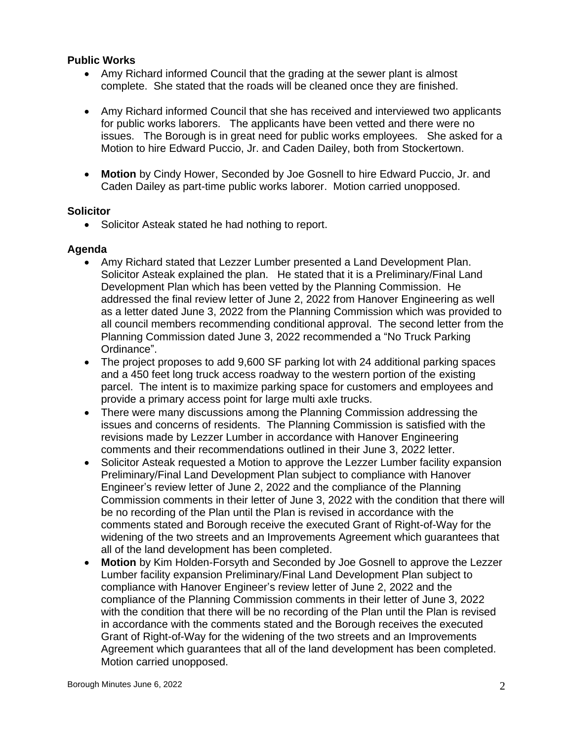### Public Works

- Amy Richard informed Council that the grading at the sewer plant is almost complete. She stated that the roads will be cleaned once they are finished.

- Amy Richard informed Council that she has received and interviewed two applicants for public works laborers. The applicants have been vetted and there were no issues. The Borough is in great need for public works employees. She asked for a Motion to hire Edward Puccio, Jr. and Caden Dailey, both from Stockertown.

- **Motion** by Cindy Hower, Seconded by Joe Gosnell to hire Edward Puccio, Jr. and Caden Dailey as part-time public works laborer. Motion carried unopposed.

### Solicitor

- Solicitor Asteak stated he had nothing to report.

### Agenda

- Amy Richard stated that Lezzer Lumber presented a Land Development Plan. Solicitor Asteak explained the plan. He stated that it is a Preliminary/Final Land Development Plan which has been vetted by the Planning Commission. He addressed the final review letter of June 2, 2022 from Hanover Engineering as well as a letter dated June 3, 2022 from the Planning Commission which was provided to all council members recommending conditional approval. The second letter from the Planning Commission dated June 3, 2022 recommended a "No Truck Parking Ordinance".
- The project proposes to add 9,600 SF parking lot with 24 additional parking spaces and a 450 feet long truck access roadway to the western portion of the existing parcel. The intent is to maximize parking space for customers and employees and provide a primary access point for large multi axle trucks.
- There were many discussions among the Planning Commission addressing the issues and concerns of residents. The Planning Commission is satisfied with the revisions made by Lezzer Lumber in accordance with Hanover Engineering comments and their recommendations outlined in their June 3, 2022 letter.
- Solicitor Asteak requested a Motion to approve the Lezzer Lumber facility expansion Preliminary/Final Land Development Plan subject to compliance with Hanover Engineer's review letter of June 2, 2022 and the compliance of the Planning Commission comments in their letter of June 3, 2022 with the condition that there will be no recording of the Plan until the Plan is revised in accordance with the comments stated and Borough receive the executed Grant of Right-of-Way for the widening of the two streets and an Improvements Agreement which guarantees that all of the land development has been completed.
- **Motion** by Kim Holden-Forsyth and Seconded by Joe Gosnell to approve the Lezzer Lumber facility expansion Preliminary/Final Land Development Plan subject to compliance with Hanover Engineer's review letter of June 2, 2022 and the compliance of the Planning Commission comments in their letter of June 3, 2022 with the condition that there will be no recording of the Plan until the Plan is revised in accordance with the comments stated and the Borough receives the executed Grant of Right-of-Way for the widening of the two streets and an Improvements Agreement which guarantees that all of the land development has been completed. Motion carried unopposed.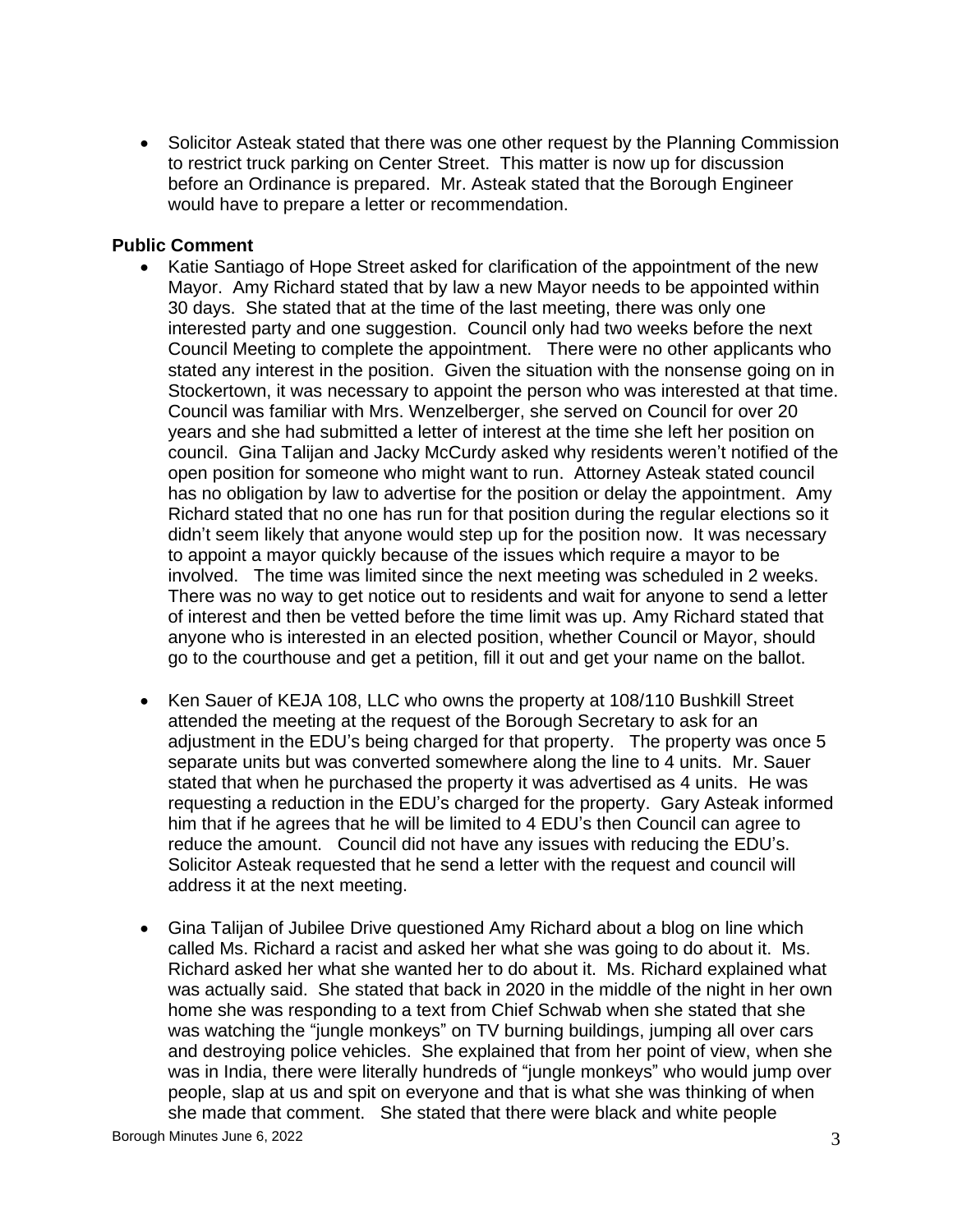- Solicitor Asteak stated that there was one other request by the Planning Commission to restrict truck parking on Center Street. This matter is now up for discussion before an Ordinance is prepared. Mr. Asteak stated that the Borough Engineer would have to prepare a letter or recommendation.

**Public Comment**

- Katie Santiago of Hope Street asked for clarification of the appointment of the new Mayor. Amy Richard stated that by law a new Mayor needs to be appointed within 30 days. She stated that at the time of the last meeting, there was only one interested party and one suggestion. Council only had two weeks before the next Council Meeting to complete the appointment. There were no other applicants who stated any interest in the position. Given the situation with the nonsense going on in Stockertown, it was necessary to appoint the person who was interested at that time. Council was familiar with Mrs. Wenzelberger, she served on Council for over 20 years and she had submitted a letter of interest at the time she left her position on council. Gina Talijan and Jacky McCurdy asked why residents weren't notified of the open position for someone who might want to run. Attorney Asteak stated council has no obligation by law to advertise for the position or delay the appointment. Amy Richard stated that no one has run for that position during the regular elections so it didn't seem likely that anyone would step up for the position now. It was necessary to appoint a mayor quickly because of the issues which require a mayor to be involved. The time was limited since the next meeting was scheduled in 2 weeks. There was no way to get notice out to residents and wait for anyone to send a letter of interest and then be vetted before the time limit was up. Amy Richard stated that anyone who is interested in an elected position, whether Council or Mayor, should go to the courthouse and get a petition, fill it out and get your name on the ballot.

- Ken Sauer of KEJA 108, LLC who owns the property at 108/110 Bushkill Street attended the meeting at the request of the Borough Secretary to ask for an adjustment in the EDU's being charged for that property. The property was once 5 separate units but was converted somewhere along the line to 4 units. Mr. Sauer stated that when he purchased the property it was advertised as 4 units. He was requesting a reduction in the EDU's charged for the property. Gary Asteak informed him that if he agrees that he will be limited to 4 EDU's then Council can agree to reduce the amount. Council did not have any issues with reducing the EDU's. Solicitor Asteak requested that he send a letter with the request and council will address it at the next meeting.

- Gina Talijan of Jubilee Drive questioned Amy Richard about a blog on line which called Ms. Richard a racist and asked her what she was going to do about it. Ms. Richard asked her what she wanted her to do about it. Ms. Richard explained what was actually said. She stated that back in 2020 in the middle of the night in her own home she was responding to a text from Chief Schwab when she stated that she was watching the "jungle monkeys" on TV burning buildings, jumping all over cars and destroying police vehicles. She explained that from her point of view, when she was in India, there were literally hundreds of "jungle monkeys" who would jump over people, slap at us and spit on everyone and that is what she was thinking of when she made that comment. She stated that there were black and white people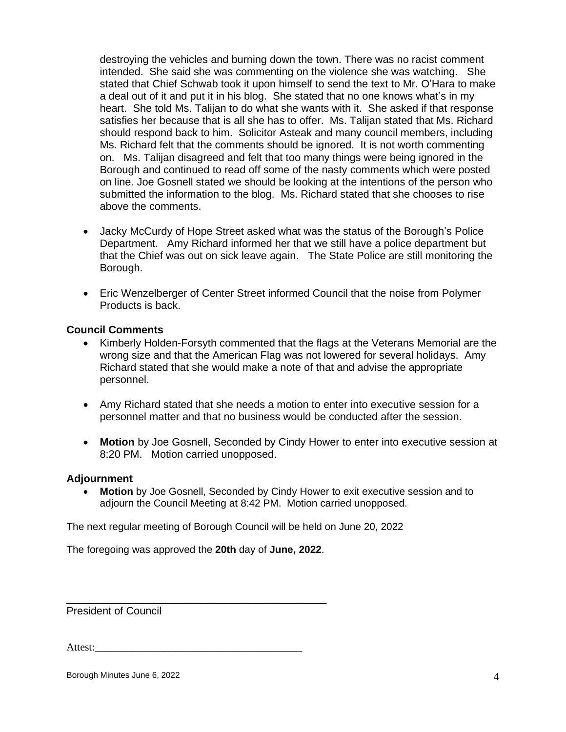destroying the vehicles and burning down the town. There was no racist comment intended. She said she was commenting on the violence she was watching. She stated that Chief Schwab took it upon himself to send the text to Mr. O'Hara to make a deal out of it and put it in his blog. She stated that no one knows what's in my heart. She told Ms. Talijan to do what she wants with it. She asked if that response satisfies her because that is all she has to offer. Ms. Talijan stated that Ms. Richard should respond back to him. Solicitor Asteak and many council members, including Ms. Richard felt that the comments should be ignored. It is not worth commenting on. Ms. Talijan disagreed and felt that too many things were being ignored in the Borough and continued to read off some of the nasty comments which were posted on line. Joe Gosnell stated we should be looking at the intentions of the person who submitted the information to the blog. Ms. Richard stated that she chooses to rise above the comments.

- Jacky McCurdy of Hope Street asked what was the status of the Borough's Police Department. Amy Richard informed her that we still have a police department but that the Chief was out on sick leave again. The State Police are still monitoring the Borough.
- Eric Wenzelberger of Center Street informed Council that the noise from Polymer Products is back.

### Council Comments

- Kimberly Holden-Forsyth commented that the flags at the Veterans Memorial are the wrong size and that the American Flag was not lowered for several holidays. Amy Richard stated that she would make a note of that and advise the appropriate personnel.
- Amy Richard stated that she needs a motion to enter into executive session for a personnel matter and that no business would be conducted after the session.
- **Motion** by Joe Gosnell, Seconded by Cindy Hower to enter into executive session at 8:20 PM. Motion carried unopposed.

### Adjournment

- **Motion** by Joe Gosnell, Seconded by Cindy Hower to exit executive session and to adjourn the Council Meeting at 8:42 PM. Motion carried unopposed.

The next regular meeting of Borough Council will be held on June 20, 2022

The foregoing was approved the **20th** day of **June, 2022**.

\_\_\_\_\_\_\_\_\_\_\_\_\_\_\_\_\_\_\_\_\_\_\_\_\_\_\_\_\_\_\_\_\_\_\_\_\_\_\_\_\_\_\_\_\_

President of Council

Attest:\_\_\_\_\_\_\_\_\_\_\_\_\_\_\_\_\_\_\_\_\_\_\_\_\_\_\_\_\_\_\_\_\_\_\_\_\_\_